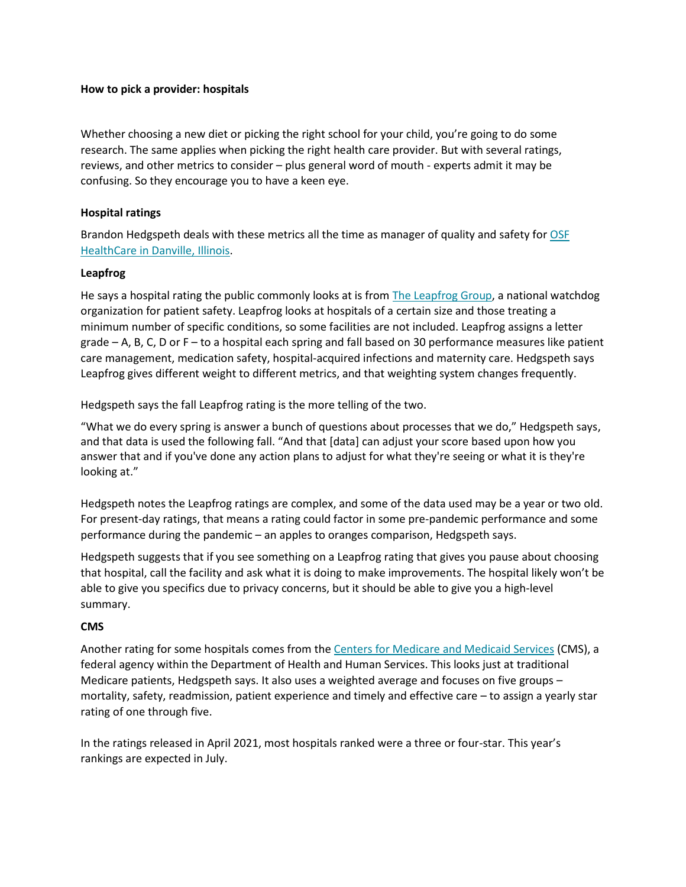**How to pick a provider: hospitals**

Whether choosing a new diet or picking the right school for your child, you're going to do some research. The same applies when picking the right health care provider. But with several ratings, reviews, and other metrics to consider – plus general word of mouth - experts admit it may be confusing. So they encourage you to have a keen eye.

**Hospital ratings**

Brandon Hedgspeth deals with these metrics all the time as manager of quality and safety for OSF HealthCare in Danville, Illinois.

**Leapfrog**

He says a hospital rating the public commonly looks at is from The Leapfrog Group, a national watchdog organization for patient safety. Leapfrog looks at hospitals of a certain size and those treating a minimum number of specific conditions, so some facilities are not included. Leapfrog assigns a letter grade – A, B, C, D or F – to a hospital each spring and fall based on 30 performance measures like patient care management, medication safety, hospital-acquired infections and maternity care. Hedgspeth says Leapfrog gives different weight to different metrics, and that weighting system changes frequently.

Hedgspeth says the fall Leapfrog rating is the more telling of the two.

"What we do every spring is answer a bunch of questions about processes that we do," Hedgspeth says, and that data is used the following fall. "And that [data] can adjust your score based upon how you answer that and if you've done any action plans to adjust for what they're seeing or what it is they're looking at."

Hedgspeth notes the Leapfrog ratings are complex, and some of the data used may be a year or two old. For present-day ratings, that means a rating could factor in some pre-pandemic performance and some performance during the pandemic – an apples to oranges comparison, Hedgspeth says.

Hedgspeth suggests that if you see something on a Leapfrog rating that gives you pause about choosing that hospital, call the facility and ask what it is doing to make improvements. The hospital likely won't be able to give you specifics due to privacy concerns, but it should be able to give you a high-level summary.

**CMS**

Another rating for some hospitals comes from the Centers for Medicare and Medicaid Services (CMS), a federal agency within the Department of Health and Human Services. This looks just at traditional Medicare patients, Hedgspeth says. It also uses a weighted average and focuses on five groups – mortality, safety, readmission, patient experience and timely and effective care – to assign a yearly star rating of one through five.

In the ratings released in April 2021, most hospitals ranked were a three or four-star. This year's rankings are expected in July.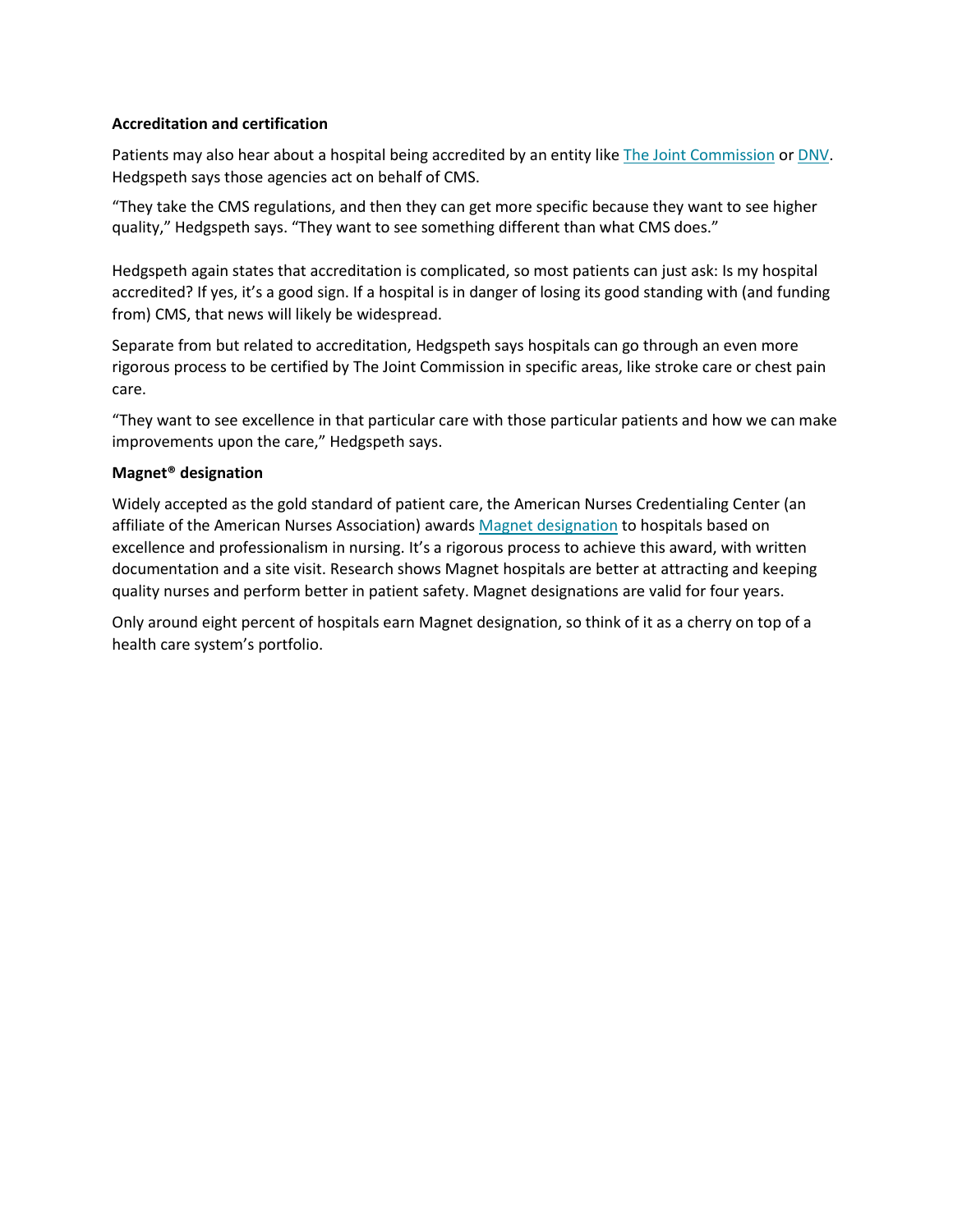**Accreditation and certification**

Patients may also hear about a hospital being accredited by an entity like [The Joint Commission] or [DNV]. Hedgspeth says those agencies act on behalf of CMS.

"They take the CMS regulations, and then they can get more specific because they want to see higher quality," Hedgspeth says. "They want to see something different than what CMS does."

Hedgspeth again states that accreditation is complicated, so most patients can just ask: Is my hospital accredited? If yes, it's a good sign. If a hospital is in danger of losing its good standing with (and funding from) CMS, that news will likely be widespread.

Separate from but related to accreditation, Hedgspeth says hospitals can go through an even more rigorous process to be certified by The Joint Commission in specific areas, like stroke care or chest pain care.

"They want to see excellence in that particular care with those particular patients and how we can make improvements upon the care," Hedgspeth says.

**Magnet® designation**

Widely accepted as the gold standard of patient care, the American Nurses Credentialing Center (an affiliate of the American Nurses Association) awards [Magnet designation] to hospitals based on excellence and professionalism in nursing. It's a rigorous process to achieve this award, with written documentation and a site visit. Research shows Magnet hospitals are better at attracting and keeping quality nurses and perform better in patient safety. Magnet designations are valid for four years.

Only around eight percent of hospitals earn Magnet designation, so think of it as a cherry on top of a health care system's portfolio.